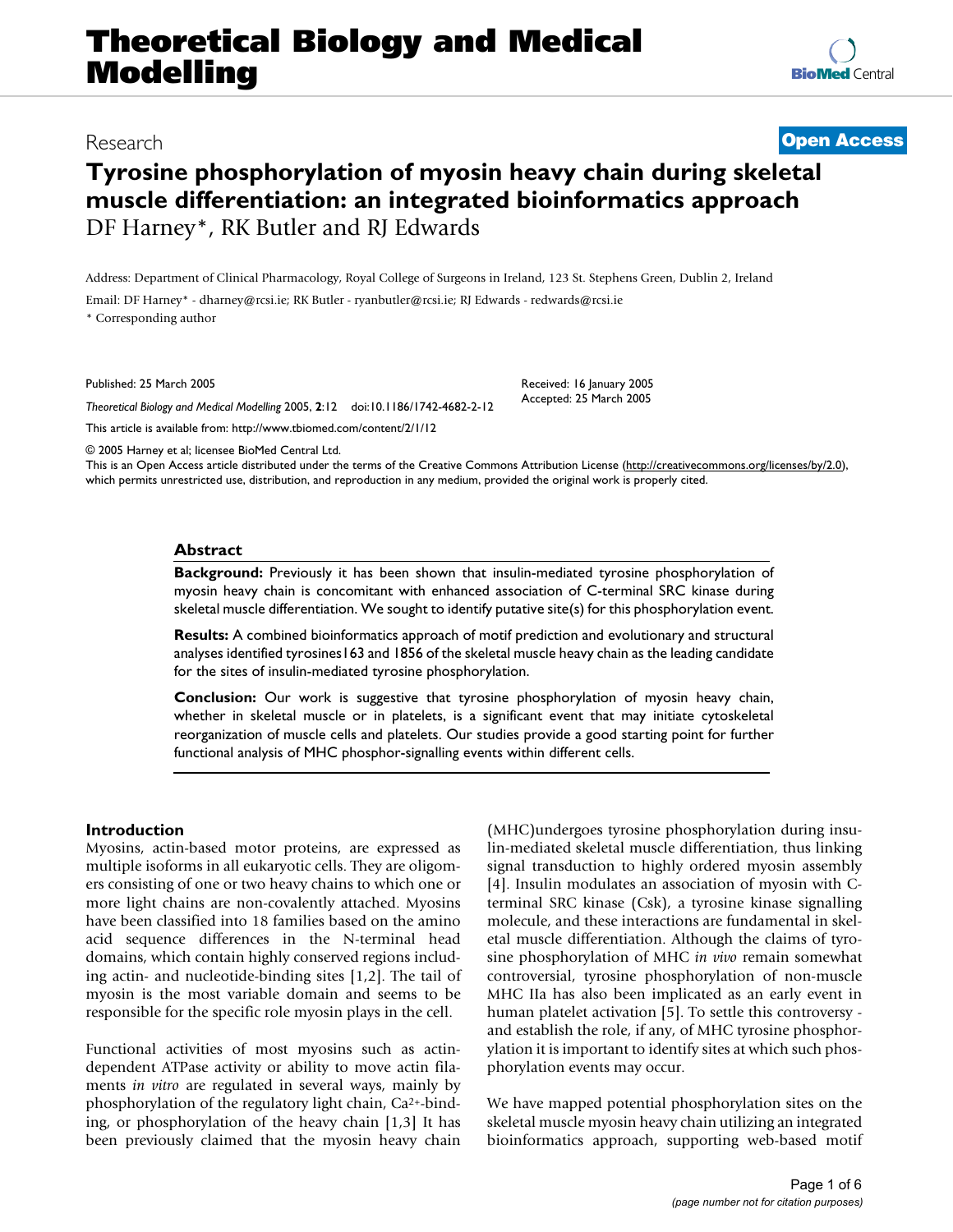Research **Open Access**

# Tyrosine phosphorylation of myosin heavy chain during skeletal muscle differentiation: an integrated bioinformatics approach

DF Harney*, RK Butler and RJ Edwards

Address: Department of Clinical Pharmacology, Royal College of Surgeons in Ireland, 123 St. Stephens Green, Dublin 2, Ireland

Email: DF Harney* - dharney@rcsi.ie; RK Butler - ryanbutler@rcsi.ie; RJ Edwards - redwards@rcsi.ie

\* Corresponding author

Published: 25 March 2005

*Theoretical Biology and Medical Modelling* 2005, **2**:12 doi:10.1186/1742-4682-2-12

Received: 16 January 2005
Accepted: 25 March 2005

This article is available from: http://www.tbiomed.com/content/2/1/12

© 2005 Harney et al; licensee BioMed Central Ltd.
This is an Open Access article distributed under the terms of the Creative Commons Attribution License (http://creativecommons.org/licenses/by/2.0), which permits unrestricted use, distribution, and reproduction in any medium, provided the original work is properly cited.

## Abstract

**Background:** Previously it has been shown that insulin-mediated tyrosine phosphorylation of myosin heavy chain is concomitant with enhanced association of C-terminal SRC kinase during skeletal muscle differentiation. We sought to identify putative site(s) for this phosphorylation event.

**Results:** A combined bioinformatics approach of motif prediction and evolutionary and structural analyses identified tyrosines163 and 1856 of the skeletal muscle heavy chain as the leading candidate for the sites of insulin-mediated tyrosine phosphorylation.

**Conclusion:** Our work is suggestive that tyrosine phosphorylation of myosin heavy chain, whether in skeletal muscle or in platelets, is a significant event that may initiate cytoskeletal reorganization of muscle cells and platelets. Our studies provide a good starting point for further functional analysis of MHC phosphor-signalling events within different cells.

## Introduction

Myosins, actin-based motor proteins, are expressed as multiple isoforms in all eukaryotic cells. They are oligomers consisting of one or two heavy chains to which one or more light chains are non-covalently attached. Myosins have been classified into 18 families based on the amino acid sequence differences in the N-terminal head domains, which contain highly conserved regions including actin- and nucleotide-binding sites [1,2]. The tail of myosin is the most variable domain and seems to be responsible for the specific role myosin plays in the cell.

Functional activities of most myosins such as actin-dependent ATPase activity or ability to move actin filaments *in vitro* are regulated in several ways, mainly by phosphorylation of the regulatory light chain, $Ca^{2+}$-binding, or phosphorylation of the heavy chain [1,3] It has been previously claimed that the myosin heavy chain (MHC)undergoes tyrosine phosphorylation during insulin-mediated skeletal muscle differentiation, thus linking signal transduction to highly ordered myosin assembly [4]. Insulin modulates an association of myosin with C-terminal SRC kinase (Csk), a tyrosine kinase signalling molecule, and these interactions are fundamental in skeletal muscle differentiation. Although the claims of tyrosine phosphorylation of MHC *in vivo* remain somewhat controversial, tyrosine phosphorylation of non-muscle MHC IIa has also been implicated as an early event in human platelet activation [5]. To settle this controversy - and establish the role, if any, of MHC tyrosine phosphorylation it is important to identify sites at which such phosphorylation events may occur.

We have mapped potential phosphorylation sites on the skeletal muscle myosin heavy chain utilizing an integrated bioinformatics approach, supporting web-based motif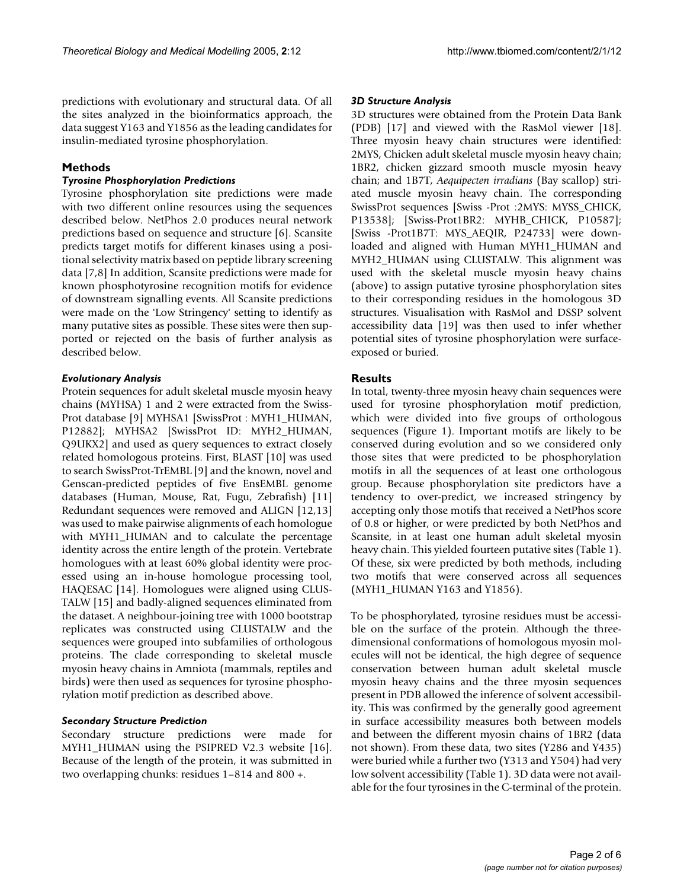predictions with evolutionary and structural data. Of all the sites analyzed in the bioinformatics approach, the data suggest Y163 and Y1856 as the leading candidates for insulin-mediated tyrosine phosphorylation.

## Methods

### *Tyrosine Phosphorylation Predictions*

Tyrosine phosphorylation site predictions were made with two different online resources using the sequences described below. NetPhos 2.0 produces neural network predictions based on sequence and structure [6]. Scansite predicts target motifs for different kinases using a positional selectivity matrix based on peptide library screening data [7,8] In addition, Scansite predictions were made for known phosphotyrosine recognition motifs for evidence of downstream signalling events. All Scansite predictions were made on the 'Low Stringency' setting to identify as many putative sites as possible. These sites were then supported or rejected on the basis of further analysis as described below.

### *Evolutionary Analysis*

Protein sequences for adult skeletal muscle myosin heavy chains (MYHSA) 1 and 2 were extracted from the Swiss-Prot database [9] MYHSA1 [SwissProt : MYH1_HUMAN, P12882]; MYHSA2 [SwissProt ID: MYH2_HUMAN, Q9UKX2] and used as query sequences to extract closely related homologous proteins. First, BLAST [10] was used to search SwissProt-TrEMBL [9] and the known, novel and Genscan-predicted peptides of five EnsEMBL genome databases (Human, Mouse, Rat, Fugu, Zebrafish) [11] Redundant sequences were removed and ALIGN [12,13] was used to make pairwise alignments of each homologue with MYH1_HUMAN and to calculate the percentage identity across the entire length of the protein. Vertebrate homologues with at least 60% global identity were processed using an in-house homologue processing tool, HAQESAC [14]. Homologues were aligned using CLUSTALW [15] and badly-aligned sequences eliminated from the dataset. A neighbour-joining tree with 1000 bootstrap replicates was constructed using CLUSTALW and the sequences were grouped into subfamilies of orthologous proteins. The clade corresponding to skeletal muscle myosin heavy chains in Amniota (mammals, reptiles and birds) were then used as sequences for tyrosine phosphorylation motif prediction as described above.

### *Secondary Structure Prediction*

Secondary structure predictions were made for MYH1_HUMAN using the PSIPRED V2.3 website [16]. Because of the length of the protein, it was submitted in two overlapping chunks: residues 1–814 and 800 +.

### *3D Structure Analysis*

3D structures were obtained from the Protein Data Bank (PDB) [17] and viewed with the RasMol viewer [18]. Three myosin heavy chain structures were identified: 2MYS, Chicken adult skeletal muscle myosin heavy chain; 1BR2, chicken gizzard smooth muscle myosin heavy chain; and 1B7T, *Aequipecten irradians* (Bay scallop) striated muscle myosin heavy chain. The corresponding SwissProt sequences [Swiss -Prot :2MYS: MYSS_CHICK, P13538]; [Swiss-Prot1BR2: MYHB_CHICK, P10587]; [Swiss -Prot1B7T: MYS_AEQIR, P24733] were downloaded and aligned with Human MYH1_HUMAN and MYH2_HUMAN using CLUSTALW. This alignment was used with the skeletal muscle myosin heavy chains (above) to assign putative tyrosine phosphorylation sites to their corresponding residues in the homologous 3D structures. Visualisation with RasMol and DSSP solvent accessibility data [19] was then used to infer whether potential sites of tyrosine phosphorylation were surface-exposed or buried.

## Results

In total, twenty-three myosin heavy chain sequences were used for tyrosine phosphorylation motif prediction, which were divided into five groups of orthologous sequences (Figure 1). Important motifs are likely to be conserved during evolution and so we considered only those sites that were predicted to be phosphorylation motifs in all the sequences of at least one orthologous group. Because phosphorylation site predictors have a tendency to over-predict, we increased stringency by accepting only those motifs that received a NetPhos score of 0.8 or higher, or were predicted by both NetPhos and Scansite, in at least one human adult skeletal myosin heavy chain. This yielded fourteen putative sites (Table 1). Of these, six were predicted by both methods, including two motifs that were conserved across all sequences (MYH1_HUMAN Y163 and Y1856).

To be phosphorylated, tyrosine residues must be accessible on the surface of the protein. Although the three-dimensional conformations of homologous myosin molecules will not be identical, the high degree of sequence conservation between human adult skeletal muscle myosin heavy chains and the three myosin sequences present in PDB allowed the inference of solvent accessibility. This was confirmed by the generally good agreement in surface accessibility measures both between models and between the different myosin chains of 1BR2 (data not shown). From these data, two sites (Y286 and Y435) were buried while a further two (Y313 and Y504) had very low solvent accessibility (Table 1). 3D data were not available for the four tyrosines in the C-terminal of the protein.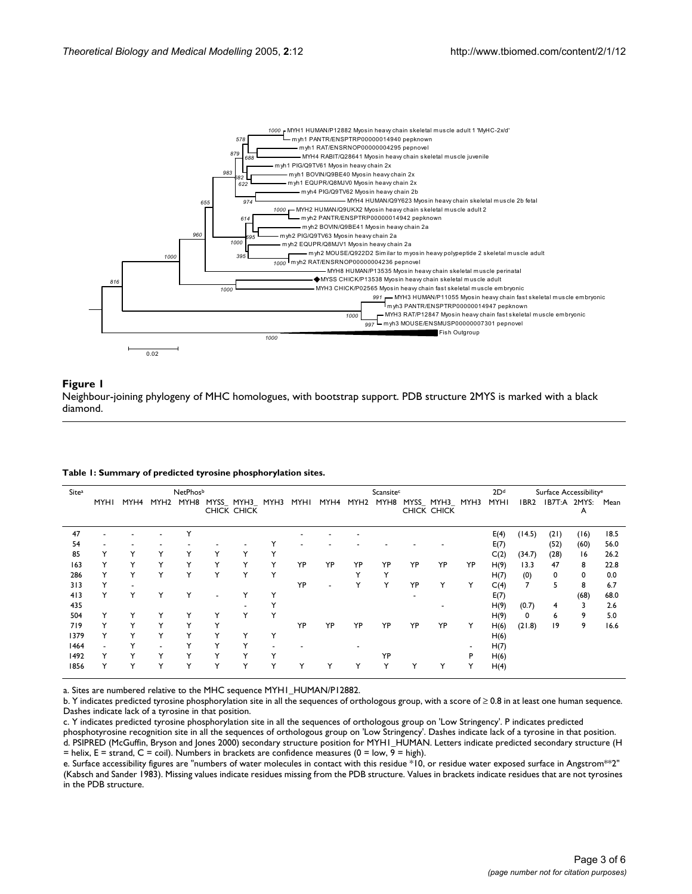**Figure 1**

Neighbour-joining phylogeny of MHC homologues, with bootstrap support. PDB structure 2MYS is marked with a black diamond.

**Table 1: Summary of predicted tyrosine phosphorylation sites.**

| Site[a] | NetPhos[b] | | | | | | | Scansite[c] | | | | | | | 2D[d] | Surface Accessibility[e] | | | |
|---|---|---|---|---|---|---|---|---|---|---|---|---|---|---|---|---|---|---|---|
| | MYH1 | MYH4 | MYH2 | MYH8 | MYSS_ CHICK | MYH3_ CHICK | MYH3 | MYH1 | MYH4 | MYH2 | MYH8 | MYSS_ CHICK | MYH3_ CHICK | MYH3 | MYH1 | 1BR2 | 1B7T:A | 2MYS: A | Mean |
| 47 | - | - | - | Y | | | | - | - | - | | | | | E(4) | (14.5) | (21) | (16) | 18.5 |
| 54 | - | - | - | - | - | - | Y | - | - | - | - | - | - | | E(7) | | (52) | (60) | 56.0 |
| 85 | Y | Y | Y | Y | Y | Y | Y | | | | | | | | C(2) | (34.7) | (28) | 16 | 26.2 |
| 163 | Y | Y | Y | Y | Y | Y | Y | YP | YP | YP | YP | YP | YP | YP | H(9) | 13.3 | 47 | 8 | 22.8 |
| 286 | Y | Y | Y | Y | Y | Y | Y | | | Y | Y | | | | H(7) | (0) | 0 | 0 | 0.0 |
| 313 | Y | - | | | | | | YP | - | Y | Y | YP | Y | Y | C(4) | 7 | 5 | 8 | 6.7 |
| 413 | Y | Y | Y | Y | - | Y | Y | | | | | - | | | E(7) | | | (68) | 68.0 |
| 435 | | | | | | - | Y | | | | | | - | | H(9) | (0.7) | 4 | 3 | 2.6 |
| 504 | Y | Y | Y | Y | Y | Y | Y | | | | | | | | H(9) | 0 | 6 | 9 | 5.0 |
| 719 | Y | Y | Y | Y | Y | | | YP | YP | YP | YP | YP | YP | Y | H(6) | (21.8) | 19 | 9 | 16.6 |
| 1379 | Y | Y | Y | Y | Y | Y | Y | | | | | | | | H(6) | | | | |
| 1464 | - | Y | - | Y | Y | Y | - | - | | - | | | | - | H(7) | | | | |
| 1492 | Y | Y | Y | Y | Y | Y | Y | | | | YP | | | P | H(6) | | | | |
| 1856 | Y | Y | Y | Y | Y | Y | Y | Y | Y | Y | Y | Y | Y | Y | H(4) | | | | |

a. Sites are numbered relative to the MHC sequence MYH1_HUMAN/P12882.

b. Y indicates predicted tyrosine phosphorylation site in all the sequences of orthologous group, with a score of ≥ 0.8 in at least one human sequence. Dashes indicate lack of a tyrosine in that position.

c. Y indicates predicted tyrosine phosphorylation site in all the sequences of orthologous group on 'Low Stringency'. P indicates predicted phosphotyrosine recognition site in all the sequences of orthologous group on 'Low Stringency'. Dashes indicate lack of a tyrosine in that position.

d. PSIPRED (McGuffin, Bryson and Jones 2000) secondary structure position for MYH1_HUMAN. Letters indicate predicted secondary structure (H = helix, E = strand, C = coil). Numbers in brackets are confidence measures (0 = low, 9 = high).

e. Surface accessibility figures are "numbers of water molecules in contact with this residue *10, or residue water exposed surface in Angstrom**2" (Kabsch and Sander 1983). Missing values indicate residues missing from the PDB structure. Values in brackets indicate residues that are not tyrosines in the PDB structure.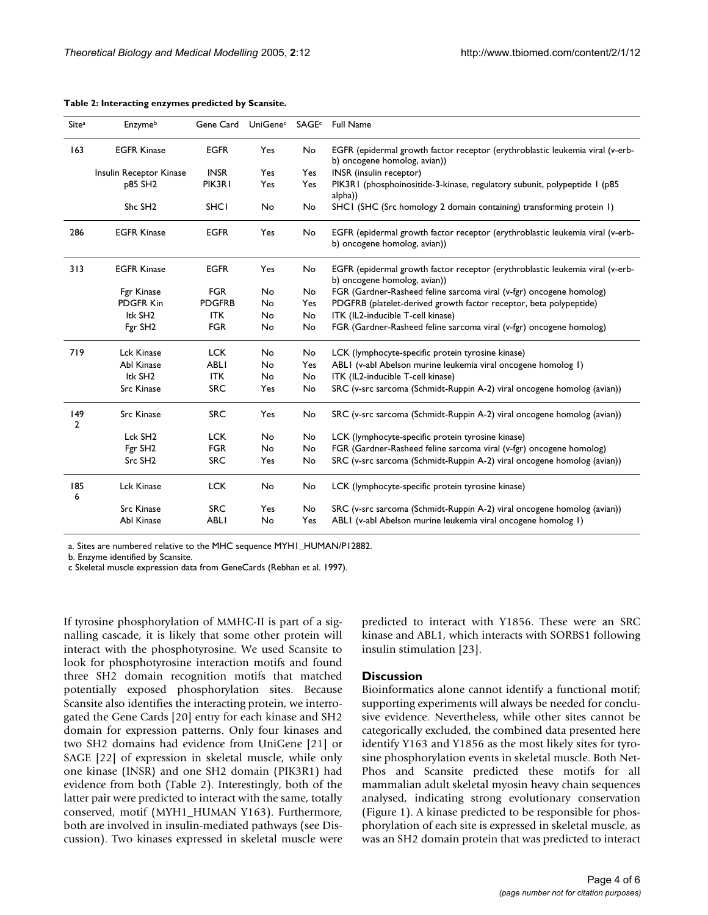**Table 2: Interacting enzymes predicted by Scansite.**

| Site[a] | Enzyme[b] | Gene Card | UniGene[c] | SAGE[c] | Full Name |
|---|---|---|---|---|---|
| 163 | EGFR Kinase | EGFR | Yes | No | EGFR (epidermal growth factor receptor (erythroblastic leukemia viral (v-erb-b) oncogene homolog, avian)) |
| | Insulin Receptor Kinase | INSR | Yes | Yes | INSR (insulin receptor) |
| | p85 SH2 | PIK3R1 | Yes | Yes | PIK3R1 (phosphoinositide-3-kinase, regulatory subunit, polypeptide 1 (p85 alpha)) |
| | Shc SH2 | SHC1 | No | No | SHC1 (SHC (Src homology 2 domain containing) transforming protein 1) |
| 286 | EGFR Kinase | EGFR | Yes | No | EGFR (epidermal growth factor receptor (erythroblastic leukemia viral (v-erb-b) oncogene homolog, avian)) |
| 313 | EGFR Kinase | EGFR | Yes | No | EGFR (epidermal growth factor receptor (erythroblastic leukemia viral (v-erb-b) oncogene homolog, avian)) |
| | Fgr Kinase | FGR | No | No | FGR (Gardner-Rasheed feline sarcoma viral (v-fgr) oncogene homolog) |
| | PDGFR Kin | PDGFRB | No | Yes | PDGFRB (platelet-derived growth factor receptor, beta polypeptide) |
| | Itk SH2 | ITK | No | No | ITK (IL2-inducible T-cell kinase) |
| | Fgr SH2 | FGR | No | No | FGR (Gardner-Rasheed feline sarcoma viral (v-fgr) oncogene homolog) |
| 719 | Lck Kinase | LCK | No | No | LCK (lymphocyte-specific protein tyrosine kinase) |
| | Abl Kinase | ABL1 | No | Yes | ABL1 (v-abl Abelson murine leukemia viral oncogene homolog 1) |
| | Itk SH2 | ITK | No | No | ITK (IL2-inducible T-cell kinase) |
| | Src Kinase | SRC | Yes | No | SRC (v-src sarcoma (Schmidt-Ruppin A-2) viral oncogene homolog (avian)) |
| 1492 | Src Kinase | SRC | Yes | No | SRC (v-src sarcoma (Schmidt-Ruppin A-2) viral oncogene homolog (avian)) |
| | Lck SH2 | LCK | No | No | LCK (lymphocyte-specific protein tyrosine kinase) |
| | Fgr SH2 | FGR | No | No | FGR (Gardner-Rasheed feline sarcoma viral (v-fgr) oncogene homolog) |
| | Src SH2 | SRC | Yes | No | SRC (v-src sarcoma (Schmidt-Ruppin A-2) viral oncogene homolog (avian)) |
| 1856 | Lck Kinase | LCK | No | No | LCK (lymphocyte-specific protein tyrosine kinase) |
| | Src Kinase | SRC | Yes | No | SRC (v-src sarcoma (Schmidt-Ruppin A-2) viral oncogene homolog (avian)) |
| | Abl Kinase | ABL1 | No | Yes | ABL1 (v-abl Abelson murine leukemia viral oncogene homolog 1) |

a. Sites are numbered relative to the MHC sequence MYH1_HUMAN/P12882.

b. Enzyme identified by Scansite.

c Skeletal muscle expression data from GeneCards (Rebhan et al. 1997).

If tyrosine phosphorylation of MMHC-II is part of a signalling cascade, it is likely that some other protein will interact with the phosphotyrosine. We used Scansite to look for phosphotyrosine interaction motifs and found three SH2 domain recognition motifs that matched potentially exposed phosphorylation sites. Because Scansite also identifies the interacting protein, we interrogated the Gene Cards [20] entry for each kinase and SH2 domain for expression patterns. Only four kinases and two SH2 domains had evidence from UniGene [21] or SAGE [22] of expression in skeletal muscle, while only one kinase (INSR) and one SH2 domain (PIK3R1) had evidence from both (Table 2). Interestingly, both of the latter pair were predicted to interact with the same, totally conserved, motif (MYH1_HUMAN Y163). Furthermore, both are involved in insulin-mediated pathways (see Discussion). Two kinases expressed in skeletal muscle were predicted to interact with Y1856. These were an SRC kinase and ABL1, which interacts with SORBS1 following insulin stimulation [23].

## Discussion

Bioinformatics alone cannot identify a functional motif; supporting experiments will always be needed for conclusive evidence. Nevertheless, while other sites cannot be categorically excluded, the combined data presented here identify Y163 and Y1856 as the most likely sites for tyrosine phosphorylation events in skeletal muscle. Both NetPhos and Scansite predicted these motifs for all mammalian adult skeletal myosin heavy chain sequences analysed, indicating strong evolutionary conservation (Figure 1). A kinase predicted to be responsible for phosphorylation of each site is expressed in skeletal muscle, as was an SH2 domain protein that was predicted to interact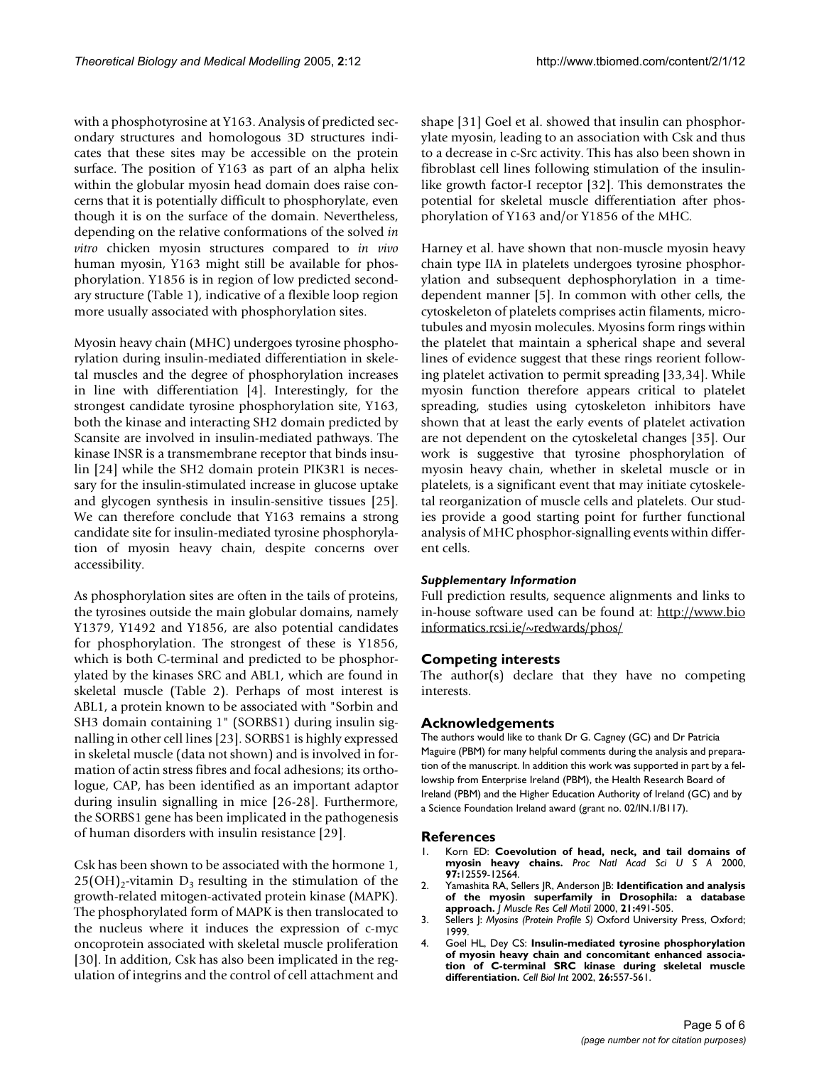with a phosphotyrosine at Y163. Analysis of predicted secondary structures and homologous 3D structures indicates that these sites may be accessible on the protein surface. The position of Y163 as part of an alpha helix within the globular myosin head domain does raise concerns that it is potentially difficult to phosphorylate, even though it is on the surface of the domain. Nevertheless, depending on the relative conformations of the solved *in vitro* chicken myosin structures compared to *in vivo* human myosin, Y163 might still be available for phosphorylation. Y1856 is in region of low predicted secondary structure (Table 1), indicative of a flexible loop region more usually associated with phosphorylation sites.

Myosin heavy chain (MHC) undergoes tyrosine phosphorylation during insulin-mediated differentiation in skeletal muscles and the degree of phosphorylation increases in line with differentiation [4]. Interestingly, for the strongest candidate tyrosine phosphorylation site, Y163, both the kinase and interacting SH2 domain predicted by Scansite are involved in insulin-mediated pathways. The kinase INSR is a transmembrane receptor that binds insulin [24] while the SH2 domain protein PIK3R1 is necessary for the insulin-stimulated increase in glucose uptake and glycogen synthesis in insulin-sensitive tissues [25]. We can therefore conclude that Y163 remains a strong candidate site for insulin-mediated tyrosine phosphorylation of myosin heavy chain, despite concerns over accessibility.

As phosphorylation sites are often in the tails of proteins, the tyrosines outside the main globular domains, namely Y1379, Y1492 and Y1856, are also potential candidates for phosphorylation. The strongest of these is Y1856, which is both C-terminal and predicted to be phosphorylated by the kinases SRC and ABL1, which are found in skeletal muscle (Table 2). Perhaps of most interest is ABL1, a protein known to be associated with "Sorbin and SH3 domain containing 1" (SORBS1) during insulin signalling in other cell lines [23]. SORBS1 is highly expressed in skeletal muscle (data not shown) and is involved in formation of actin stress fibres and focal adhesions; its orthologue, CAP, has been identified as an important adaptor during insulin signalling in mice [26-28]. Furthermore, the SORBS1 gene has been implicated in the pathogenesis of human disorders with insulin resistance [29].

Csk has been shown to be associated with the hormone 1, $25(OH)_2$-vitamin $D_3$ resulting in the stimulation of the growth-related mitogen-activated protein kinase (MAPK). The phosphorylated form of MAPK is then translocated to the nucleus where it induces the expression of c-myc oncoprotein associated with skeletal muscle proliferation [30]. In addition, Csk has also been implicated in the regulation of integrins and the control of cell attachment and shape [31] Goel et al. showed that insulin can phosphorylate myosin, leading to an association with Csk and thus to a decrease in c-Src activity. This has also been shown in fibroblast cell lines following stimulation of the insulin-like growth factor-I receptor [32]. This demonstrates the potential for skeletal muscle differentiation after phosphorylation of Y163 and/or Y1856 of the MHC.

Harney et al. have shown that non-muscle myosin heavy chain type IIA in platelets undergoes tyrosine phosphorylation and subsequent dephosphorylation in a time-dependent manner [5]. In common with other cells, the cytoskeleton of platelets comprises actin filaments, microtubules and myosin molecules. Myosins form rings within the platelet that maintain a spherical shape and several lines of evidence suggest that these rings reorient following platelet activation to permit spreading [33,34]. While myosin function therefore appears critical to platelet spreading, studies using cytoskeleton inhibitors have shown that at least the early events of platelet activation are not dependent on the cytoskeletal changes [35]. Our work is suggestive that tyrosine phosphorylation of myosin heavy chain, whether in skeletal muscle or in platelets, is a significant event that may initiate cytoskeletal reorganization of muscle cells and platelets. Our studies provide a good starting point for further functional analysis of MHC phosphor-signalling events within different cells.

### *Supplementary Information*

Full prediction results, sequence alignments and links to in-house software used can be found at: http://www.bioinformatics.rcsi.ie/~redwards/phos/

## Competing interests

The author(s) declare that they have no competing interests.

## Acknowledgements

The authors would like to thank Dr G. Cagney (GC) and Dr Patricia Maguire (PBM) for many helpful comments during the analysis and preparation of the manuscript. In addition this work was supported in part by a fellowship from Enterprise Ireland (PBM), the Health Research Board of Ireland (PBM) and the Higher Education Authority of Ireland (GC) and by a Science Foundation Ireland award (grant no. 02/IN.1/B117).

## References

1. Korn ED: **Coevolution of head, neck, and tail domains of myosin heavy chains.** *Proc Natl Acad Sci U S A* 2000, **97:**12559-12564.
2. Yamashita RA, Sellers JR, Anderson JB: **Identification and analysis of the myosin superfamily in Drosophila: a database approach.** *J Muscle Res Cell Motil* 2000, **21:**491-505.
3. Sellers J: *Myosins (Protein Profile S)* Oxford University Press, Oxford; 1999.
4. Goel HL, Dey CS: **Insulin-mediated tyrosine phosphorylation of myosin heavy chain and concomitant enhanced association of C-terminal SRC kinase during skeletal muscle differentiation.** *Cell Biol Int* 2002, **26:**557-561.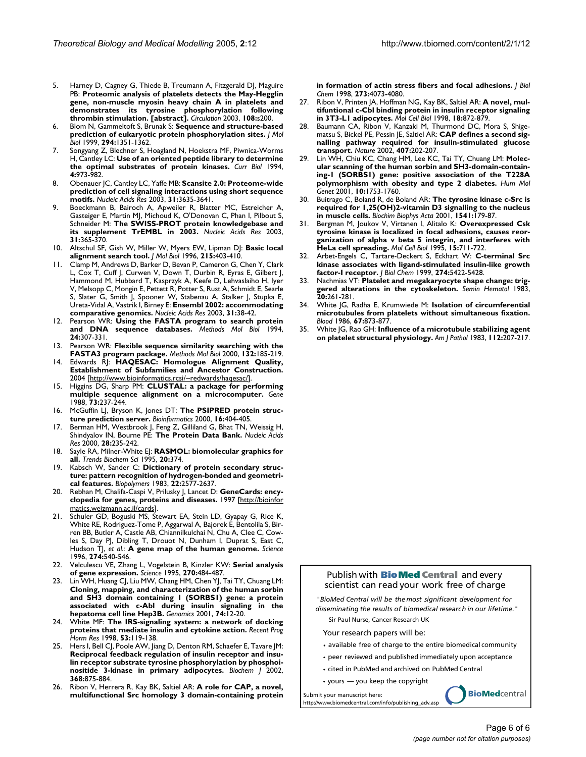5. Harney D, Cagney G, Thiede B, Treumann A, Fitzgerald DJ, Maguire PB: **Proteomic analysis of platelets detects the May-Hegglin gene, non-muscle myosin heavy chain A in platelets and demonstrates its tyrosine phosphorylation following thrombin stimulation. [abstract].** *Circulation* 2003, **108:**s200.
6. Blom N, Gammeltoft S, Brunak S: **Sequence and structure-based prediction of eukaryotic protein phosphorylation sites.** *J Mol Biol* 1999, **294:**1351-1362.
7. Songyang Z, Blechner S, Hoagland N, Hoekstra MF, Piwnica-Worms H, Cantley LC: **Use of an oriented peptide library to determine the optimal substrates of protein kinases.** *Curr Biol* 1994, **4:**973-982.
8. Obenauer JC, Cantley LC, Yaffe MB: **Scansite 2.0: Proteome-wide prediction of cell signaling interactions using short sequence motifs.** *Nucleic Acids Res* 2003, **31:**3635-3641.
9. Boeckmann B, Bairoch A, Apweiler R, Blatter MC, Estreicher A, Gasteiger E, Martin MJ, Michoud K, O'Donovan C, Phan I, Pilbout S, Schneider M: **The SWISS-PROT protein knowledgebase and its supplement TrEMBL in 2003.** *Nucleic Acids Res* 2003, **31:**365-370.
10. Altschul SF, Gish W, Miller W, Myers EW, Lipman DJ: **Basic local alignment search tool.** *J Mol Biol* 1996, **215:**403-410.
11. Clamp M, Andrews D, Barker D, Bevan P, Cameron G, Chen Y, Clark L, Cox T, Cuff J, Curwen V, Down T, Durbin R, Eyras E, Gilbert J, Hammond M, Hubbard T, Kasprzyk A, Keefe D, Lehvaslaiho H, Iyer V, Melsopp C, Mongin E, Pettett R, Potter S, Rust A, Schmidt E, Searle S, Slater G, Smith J, Spooner W, Stabenau A, Stalker J, Stupka E, Ureta-Vidal A, Vastrik I, Birney E: **Ensembl 2002: accommodating comparative genomics.** *Nucleic Acids Res* 2003, **31:**38-42.
12. Pearson WR: **Using the FASTA program to search protein and DNA sequence databases.** *Methods Mol Biol* 1994, **24:**307-331.
13. Pearson WR: **Flexible sequence similarity searching with the FASTA3 program package.** *Methods Mol Biol* 2000, **132:**185-219.
14. Edwards RJ: **HAQESAC: Homologue Alignment Quality, Establishment of Subfamilies and Ancestor Construction.** 2004 [http://www.bioinformatics.rcsi/~redwards/haqesac/].
15. Higgins DG, Sharp PM: **CLUSTAL: a package for performing multiple sequence alignment on a microcomputer.** *Gene* 1988, **73:**237-244.
16. McGuffin LJ, Bryson K, Jones DT: **The PSIPRED protein structure prediction server.** *Bioinformatics* 2000, **16:**404-405.
17. Berman HM, Westbrook J, Feng Z, Gilliland G, Bhat TN, Weissig H, Shindyalov IN, Bourne PE: **The Protein Data Bank.** *Nucleic Acids Res* 2000, **28:**235-242.
18. Sayle RA, Milner-White EJ: **RASMOL: biomolecular graphics for all.** *Trends Biochem Sci* 1995, **20:**374.
19. Kabsch W, Sander C: **Dictionary of protein secondary structure: pattern recognition of hydrogen-bonded and geometrical features.** *Biopolymers* 1983, **22:**2577-2637.
20. Rebhan M, Chalifa-Caspi V, Prilusky J, Lancet D: **GeneCards: encyclopedia for genes, proteins and diseases.** 1997 [http://bioinformatics.weizmann.ac.il/cards].
21. Schuler GD, Boguski MS, Stewart EA, Stein LD, Gyapay G, Rice K, White RE, Rodriguez-Tome P, Aggarwal A, Bajorek E, Bentolila S, Birren BB, Butler A, Castle AB, Chiannilkulchai N, Chu A, Clee C, Cowles S, Day PJ, Dibling T, Drouot N, Dunham I, Duprat S, East C, Hudson TJ, *et al.*: **A gene map of the human genome.** *Science* 1996, **274:**540-546.
22. Velculescu VE, Zhang L, Vogelstein B, Kinzler KW: **Serial analysis of gene expression.** *Science* 1995, **270:**484-487.
23. Lin WH, Huang CJ, Liu MW, Chang HM, Chen YJ, Tai TY, Chuang LM: **Cloning, mapping, and characterization of the human sorbin and SH3 domain containing 1 (SORBS1) gene: a protein associated with c-Abl during insulin signaling in the hepatoma cell line Hep3B.** *Genomics* 2001, **74:**12-20.
24. White MF: **The IRS-signaling system: a network of docking proteins that mediate insulin and cytokine action.** *Recent Prog Horm Res* 1998, **53:**119-138.
25. Hers I, Bell CJ, Poole AW, Jiang D, Denton RM, Schaefer E, Tavare JM: **Reciprocal feedback regulation of insulin receptor and insulin receptor substrate tyrosine phosphorylation by phosphoinositide 3-kinase in primary adipocytes.** *Biochem J* 2002, **368:**875-884.
26. Ribon V, Herrera R, Kay BK, Saltiel AR: **A role for CAP, a novel, multifunctional Src homology 3 domain-containing protein in formation of actin stress fibers and focal adhesions.** *J Biol Chem* 1998, **273:**4073-4080.
27. Ribon V, Printen JA, Hoffman NG, Kay BK, Saltiel AR: **A novel, multifuntional c-Cbl binding protein in insulin receptor signaling in 3T3-L1 adipocytes.** *Mol Cell Biol* 1998, **18:**872-879.
28. Baumann CA, Ribon V, Kanzaki M, Thurmond DC, Mora S, Shigematsu S, Bickel PE, Pessin JE, Saltiel AR: **CAP defines a second signalling pathway required for insulin-stimulated glucose transport.** *Nature* 2002, **407:**202-207.
29. Lin WH, Chiu KC, Chang HM, Lee KC, Tai TY, Chuang LM: **Molecular scanning of the human sorbin and SH3-domain-containing-1 (SORBS1) gene: positive association of the T228A polymorphism with obesity and type 2 diabetes.** *Hum Mol Genet* 2001, **10:**1753-1760.
30. Buitrago C, Boland R, de Boland AR: **The tyrosine kinase c-Src is required for 1,25(OH)2-vitamin D3 signalling to the nucleus in muscle cells.** *Biochim Biophys Acta* 2001, **1541:**179-87.
31. Bergman M, Joukov V, Virtanen I, Alitalo K: **Overexpressed Csk tyrosine kinase is localized in focal adhesions, causes reorganization of alpha v beta 5 integrin, and interferes with HeLa cell spreading.** *Mol Cell Biol* 1995, **15:**711-722.
32. Arbet-Engels C, Tartare-Deckert S, Eckhart W: **C-terminal Src kinase associates with ligand-stimulated insulin-like growth factor-I receptor.** *J Biol Chem* 1999, **274:**5422-5428.
33. Nachmias VT: **Platelet and megakaryocyte shape change: triggered alterations in the cytoskeleton.** *Semin Hematol* 1983, **20:**261-281.
34. White JG, Radha E, Krumwiede M: **Isolation of circumferential microtubules from platelets without simultaneous fixation.** *Blood* 1986, **67:**873-877.
35. White JG, Rao GH: **Influence of a microtubule stabilizing agent on platelet structural physiology.** *Am J Pathol* 1983, **112:**207-217.

Publish with **BioMed Central** and every scientist can read your work free of charge

*"BioMed Central will be the most significant development for disseminating the results of biomedical research in our lifetime."*

Sir Paul Nurse, Cancer Research UK

Your research papers will be:

- available free of charge to the entire biomedical community
- peer reviewed and published immediately upon acceptance
- cited in PubMed and archived on PubMed Central
- yours — you keep the copyright

Submit your manuscript here:
http://www.biomedcentral.com/info/publishing_adv.asp

BioMedcentral